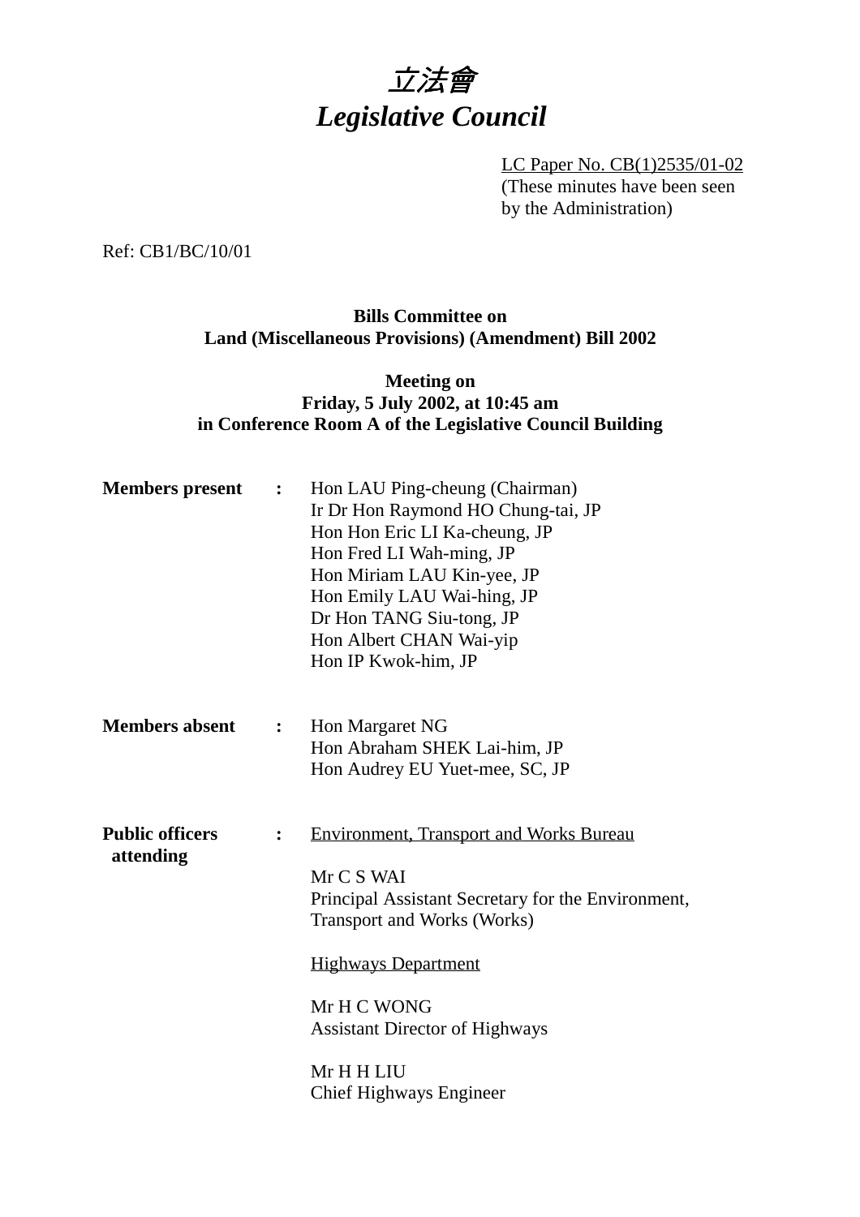# *立法會*
# *Legislative Council*

LC Paper No. CB(1)2535/01-02
(These minutes have been seen by the Administration)

Ref: CB1/BC/10/01

**Bills Committee on**
**Land (Miscellaneous Provisions) (Amendment) Bill 2002**

**Meeting on**
**Friday, 5 July 2002, at 10:45 am**
**in Conference Room A of the Legislative Council Building**

**Members present :**
Hon LAU Ping-cheung (Chairman)
Ir Dr Hon Raymond HO Chung-tai, JP
Hon Hon Eric LI Ka-cheung, JP
Hon Fred LI Wah-ming, JP
Hon Miriam LAU Kin-yee, JP
Hon Emily LAU Wai-hing, JP
Dr Hon TANG Siu-tong, JP
Hon Albert CHAN Wai-yip
Hon IP Kwok-him, JP

**Members absent :**
Hon Margaret NG
Hon Abraham SHEK Lai-him, JP
Hon Audrey EU Yuet-mee, SC, JP

**Public officers attending :**

Environment, Transport and Works Bureau

Mr C S WAI
Principal Assistant Secretary for the Environment, Transport and Works (Works)

Highways Department

Mr H C WONG
Assistant Director of Highways

Mr H H LIU
Chief Highways Engineer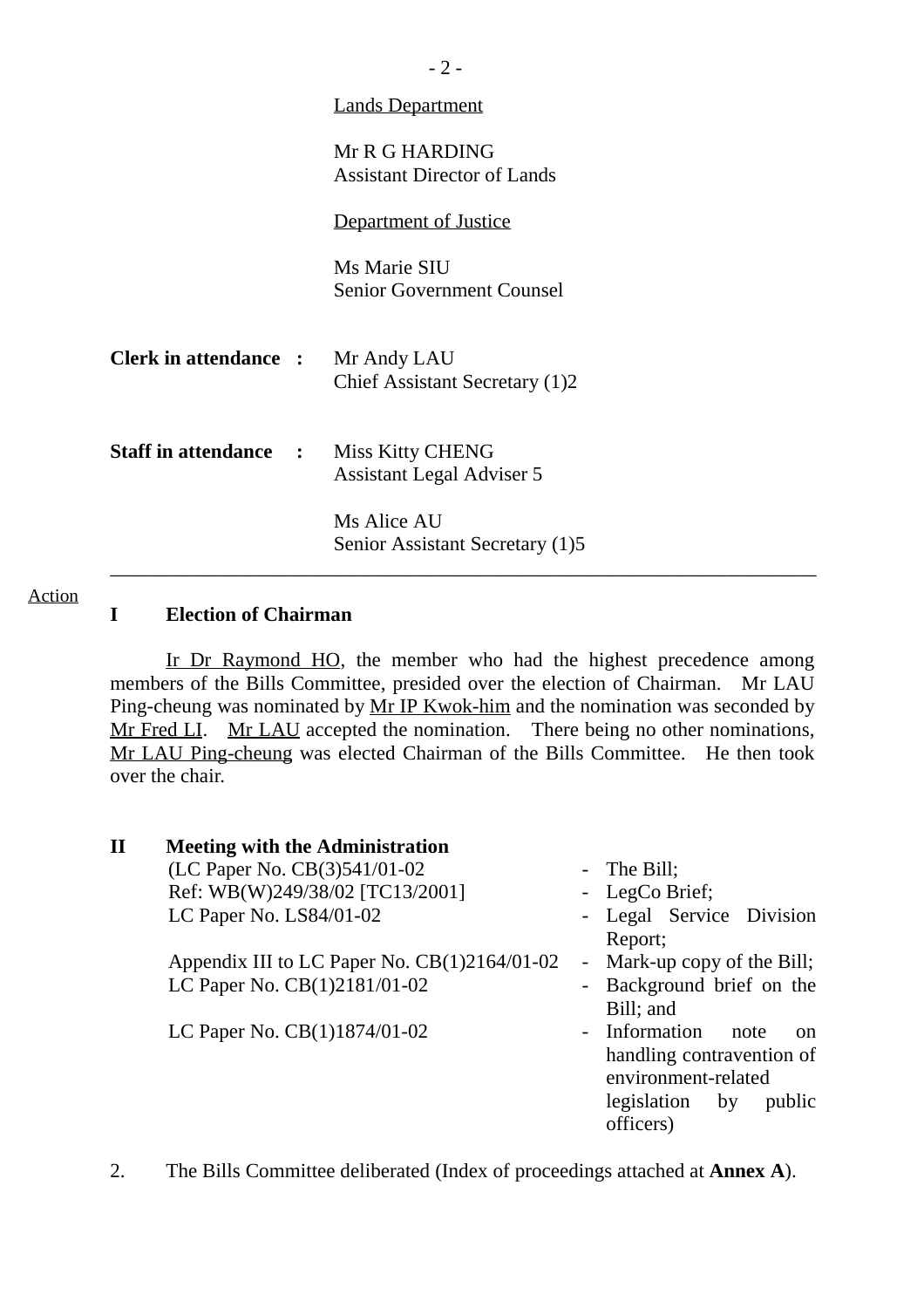Lands Department

Mr R G HARDING
Assistant Director of Lands

Department of Justice

Ms Marie SIU
Senior Government Counsel

**Clerk in attendance :** Mr Andy LAU
Chief Assistant Secretary (1)2

**Staff in attendance :** Miss Kitty CHENG
Assistant Legal Adviser 5

Ms Alice AU
Senior Assistant Secretary (1)5

---

Action

## I Election of Chairman

Ir Dr Raymond HO, the member who had the highest precedence among members of the Bills Committee, presided over the election of Chairman. Mr LAU Ping-cheung was nominated by Mr IP Kwok-him and the nomination was seconded by Mr Fred LI. Mr LAU accepted the nomination. There being no other nominations, Mr LAU Ping-cheung was elected Chairman of the Bills Committee. He then took over the chair.

## II Meeting with the Administration

(LC Paper No. CB(3)541/01-02 - The Bill;
Ref: WB(W)249/38/02 [TC13/2001] - LegCo Brief;
LC Paper No. LS84/01-02 - Legal Service Division Report;
Appendix III to LC Paper No. CB(1)2164/01-02 - Mark-up copy of the Bill;
LC Paper No. CB(1)2181/01-02 - Background brief on the Bill; and
LC Paper No. CB(1)1874/01-02 - Information note on handling contravention of environment-related legislation by public officers)

2. The Bills Committee deliberated (Index of proceedings attached at **Annex A**).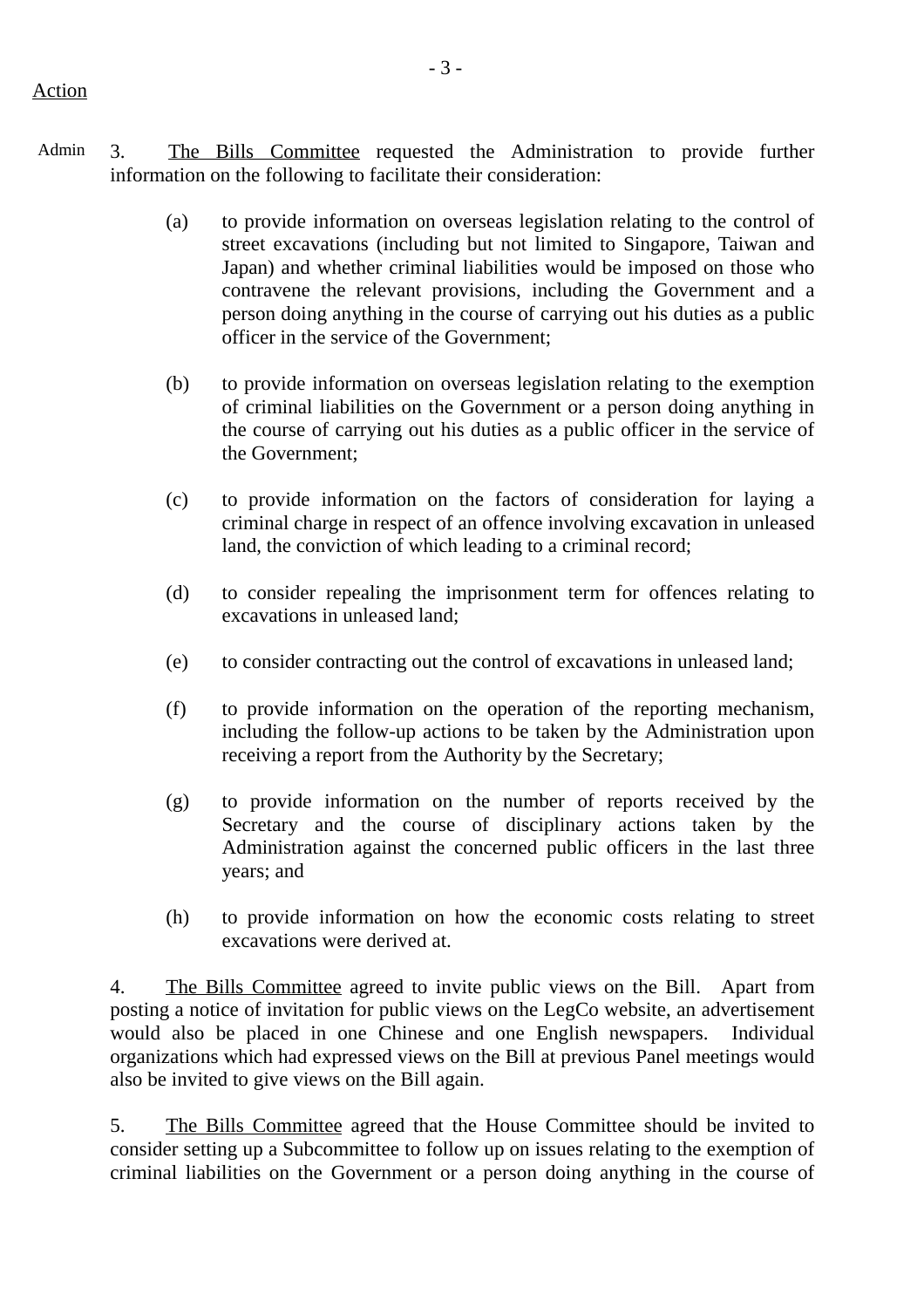Action

Admin 3. <u>The Bills Committee</u> requested the Administration to provide further information on the following to facilitate their consideration:

(a) to provide information on overseas legislation relating to the control of street excavations (including but not limited to Singapore, Taiwan and Japan) and whether criminal liabilities would be imposed on those who contravene the relevant provisions, including the Government and a person doing anything in the course of carrying out his duties as a public officer in the service of the Government;

(b) to provide information on overseas legislation relating to the exemption of criminal liabilities on the Government or a person doing anything in the course of carrying out his duties as a public officer in the service of the Government;

(c) to provide information on the factors of consideration for laying a criminal charge in respect of an offence involving excavation in unleased land, the conviction of which leading to a criminal record;

(d) to consider repealing the imprisonment term for offences relating to excavations in unleased land;

(e) to consider contracting out the control of excavations in unleased land;

(f) to provide information on the operation of the reporting mechanism, including the follow-up actions to be taken by the Administration upon receiving a report from the Authority by the Secretary;

(g) to provide information on the number of reports received by the Secretary and the course of disciplinary actions taken by the Administration against the concerned public officers in the last three years; and

(h) to provide information on how the economic costs relating to street excavations were derived at.

4. <u>The Bills Committee</u> agreed to invite public views on the Bill. Apart from posting a notice of invitation for public views on the LegCo website, an advertisement would also be placed in one Chinese and one English newspapers. Individual organizations which had expressed views on the Bill at previous Panel meetings would also be invited to give views on the Bill again.

5. <u>The Bills Committee</u> agreed that the House Committee should be invited to consider setting up a Subcommittee to follow up on issues relating to the exemption of criminal liabilities on the Government or a person doing anything in the course of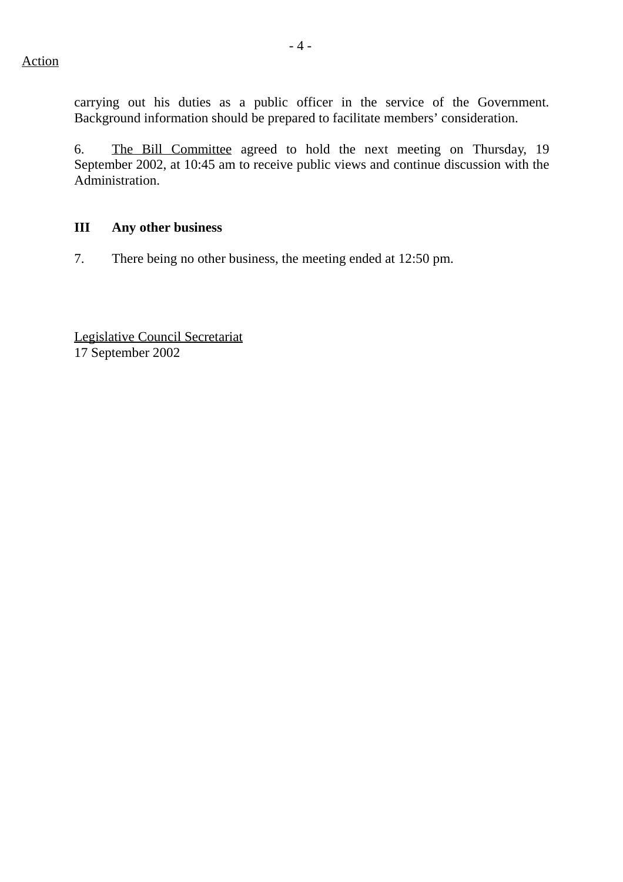Action

carrying out his duties as a public officer in the service of the Government. Background information should be prepared to facilitate members' consideration.

6. The Bill Committee agreed to hold the next meeting on Thursday, 19 September 2002, at 10:45 am to receive public views and continue discussion with the Administration.

### III Any other business

7. There being no other business, the meeting ended at 12:50 pm.

Legislative Council Secretariat
17 September 2002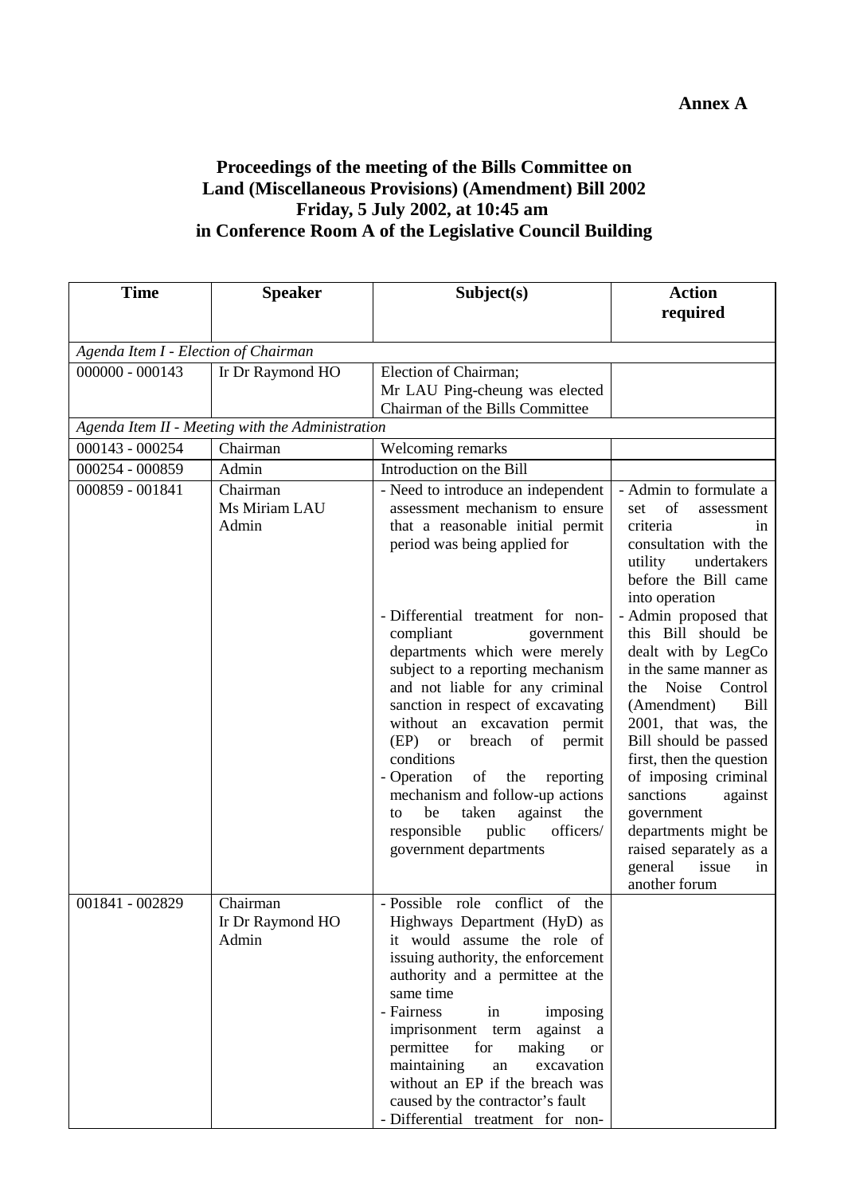**Annex A**

## Proceedings of the meeting of the Bills Committee on Land (Miscellaneous Provisions) (Amendment) Bill 2002 Friday, 5 July 2002, at 10:45 am in Conference Room A of the Legislative Council Building

| Time | Speaker | Subject(s) | Action required |
|---|---|---|---|
| *Agenda Item I - Election of Chairman* | | | |
| 000000 - 000143 | Ir Dr Raymond HO | Election of Chairman; Mr LAU Ping-cheung was elected Chairman of the Bills Committee | |
| *Agenda Item II - Meeting with the Administration* | | | |
| 000143 - 000254 | Chairman | Welcoming remarks | |
| 000254 - 000859 | Admin | Introduction on the Bill | |
| 000859 - 001841 | Chairman<br>Ms Miriam LAU<br>Admin | - Need to introduce an independent assessment mechanism to ensure that a reasonable initial permit period was being applied for<br>- Differential treatment for non-compliant government departments which were merely subject to a reporting mechanism and not liable for any criminal sanction in respect of excavating without an excavation permit (EP) or breach of permit conditions<br>- Operation of the reporting mechanism and follow-up actions to be taken against the responsible public officers/ government departments | - Admin to formulate a set of assessment criteria in consultation with the utility undertakers before the Bill came into operation<br>- Admin proposed that this Bill should be dealt with by LegCo in the same manner as the Noise Control (Amendment) Bill 2001, that was, the Bill should be passed first, then the question of imposing criminal sanctions against government departments might be raised separately as a general issue in another forum |
| 001841 - 002829 | Chairman<br>Ir Dr Raymond HO<br>Admin | - Possible role conflict of the Highways Department (HyD) as it would assume the role of issuing authority, the enforcement authority and a permittee at the same time<br>- Fairness in imposing imprisonment term against a permittee for making or maintaining an excavation without an EP if the breach was caused by the contractor's fault<br>- Differential treatment for non- | |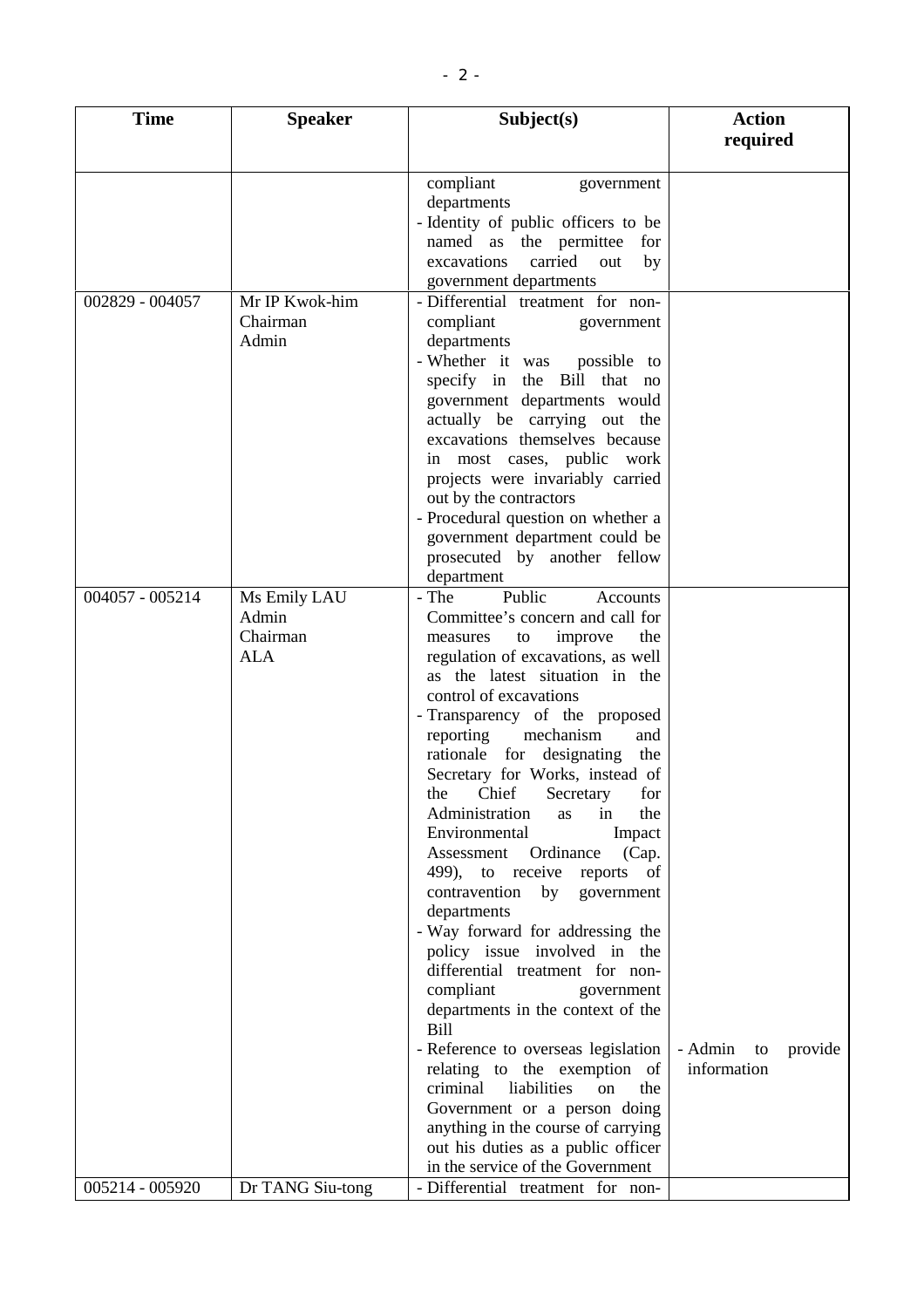| Time | Speaker | Subject(s) | Action required |
|---|---|---|---|
| | | compliant government departments<br>- Identity of public officers to be named as the permittee for excavations carried out by government departments | |
| 002829 - 004057 | Mr IP Kwok-him<br>Chairman<br>Admin | - Differential treatment for non-compliant government departments<br>- Whether it was possible to specify in the Bill that no government departments would actually be carrying out the excavations themselves because in most cases, public work projects were invariably carried out by the contractors<br>- Procedural question on whether a government department could be prosecuted by another fellow department | |
| 004057 - 005214 | Ms Emily LAU<br>Admin<br>Chairman<br>ALA | - The Public Accounts Committee's concern and call for measures to improve the regulation of excavations, as well as the latest situation in the control of excavations<br>- Transparency of the proposed reporting mechanism and rationale for designating the Secretary for Works, instead of the Chief Secretary for Administration as in the Environmental Impact Assessment Ordinance (Cap. 499), to receive reports of contravention by government departments<br>- Way forward for addressing the policy issue involved in the differential treatment for non-compliant government departments in the context of the Bill<br>- Reference to overseas legislation relating to the exemption of criminal liabilities on the Government or a person doing anything in the course of carrying out his duties as a public officer in the service of the Government | - Admin to provide information |
| 005214 - 005920 | Dr TANG Siu-tong | - Differential treatment for non- | |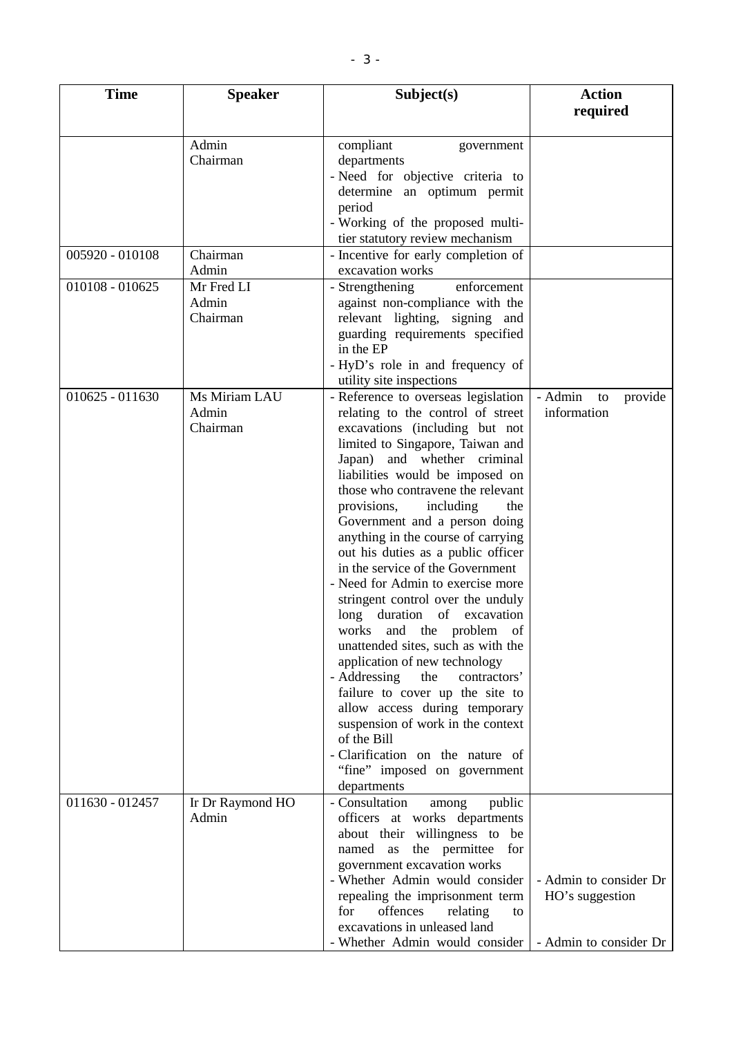| Time | Speaker | Subject(s) | Action required |
|---|---|---|---|
| | Admin<br>Chairman | compliant government departments<br>- Need for objective criteria to determine an optimum permit period<br>- Working of the proposed multi-tier statutory review mechanism | |
| 005920 - 010108 | Chairman<br>Admin | - Incentive for early completion of excavation works | |
| 010108 - 010625 | Mr Fred LI<br>Admin<br>Chairman | - Strengthening enforcement against non-compliance with the relevant lighting, signing and guarding requirements specified in the EP<br>- HyD's role in and frequency of utility site inspections | |
| 010625 - 011630 | Ms Miriam LAU<br>Admin<br>Chairman | - Reference to overseas legislation relating to the control of street excavations (including but not limited to Singapore, Taiwan and Japan) and whether criminal liabilities would be imposed on those who contravene the relevant provisions, including the Government and a person doing anything in the course of carrying out his duties as a public officer in the service of the Government<br>- Need for Admin to exercise more stringent control over the unduly long duration of excavation works and the problem of unattended sites, such as with the application of new technology<br>- Addressing the contractors' failure to cover up the site to allow access during temporary suspension of work in the context of the Bill<br>- Clarification on the nature of "fine" imposed on government departments | - Admin to provide information |
| 011630 - 012457 | Ir Dr Raymond HO<br>Admin | - Consultation among public officers at works departments about their willingness to be named as the permittee for government excavation works<br>- Whether Admin would consider repealing the imprisonment term for offences relating to excavations in unleased land<br>- Whether Admin would consider | - Admin to consider Dr HO's suggestion<br><br>- Admin to consider Dr |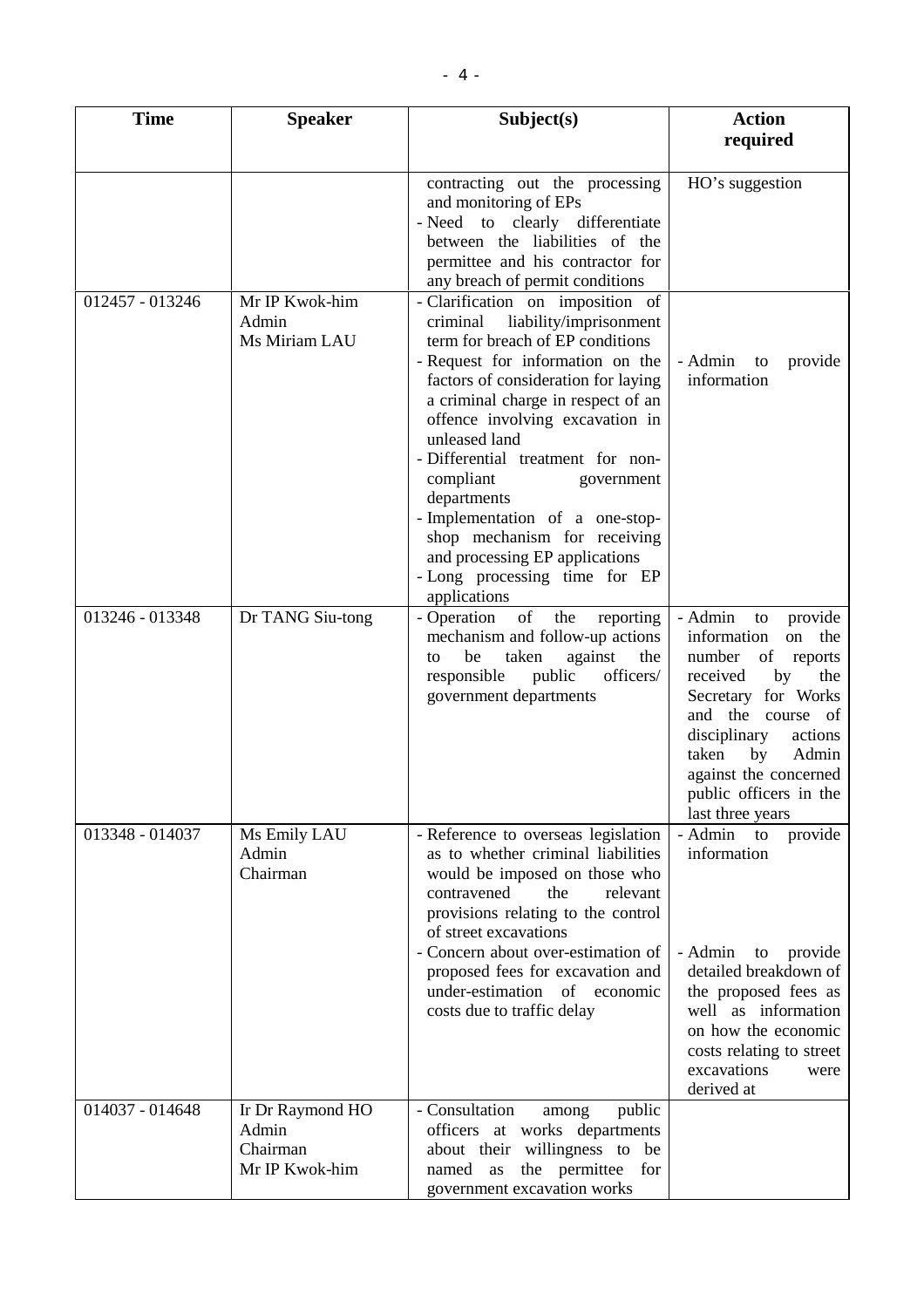| Time | Speaker | Subject(s) | Action required |
|---|---|---|---|
| | | contracting out the processing and monitoring of EPs<br>- Need to clearly differentiate between the liabilities of the permittee and his contractor for any breach of permit conditions | HO's suggestion |
| 012457 - 013246 | Mr IP Kwok-him<br>Admin<br>Ms Miriam LAU | - Clarification on imposition of criminal liability/imprisonment term for breach of EP conditions<br>- Request for information on the factors of consideration for laying a criminal charge in respect of an offence involving excavation in unleased land<br>- Differential treatment for non-compliant government departments<br>- Implementation of a one-stop-shop mechanism for receiving and processing EP applications<br>- Long processing time for EP applications | - Admin to provide information |
| 013246 - 013348 | Dr TANG Siu-tong | - Operation of the reporting mechanism and follow-up actions to be taken against the responsible public officers/ government departments | - Admin to provide information on the number of reports received by the Secretary for Works and the course of disciplinary actions taken by Admin against the concerned public officers in the last three years |
| 013348 - 014037 | Ms Emily LAU<br>Admin<br>Chairman | - Reference to overseas legislation as to whether criminal liabilities would be imposed on those who contravened the relevant provisions relating to the control of street excavations<br>- Concern about over-estimation of proposed fees for excavation and under-estimation of economic costs due to traffic delay | - Admin to provide information<br><br>- Admin to provide detailed breakdown of the proposed fees as well as information on how the economic costs relating to street excavations were derived at |
| 014037 - 014648 | Ir Dr Raymond HO<br>Admin<br>Chairman<br>Mr IP Kwok-him | - Consultation among public officers at works departments about their willingness to be named as the permittee for government excavation works | |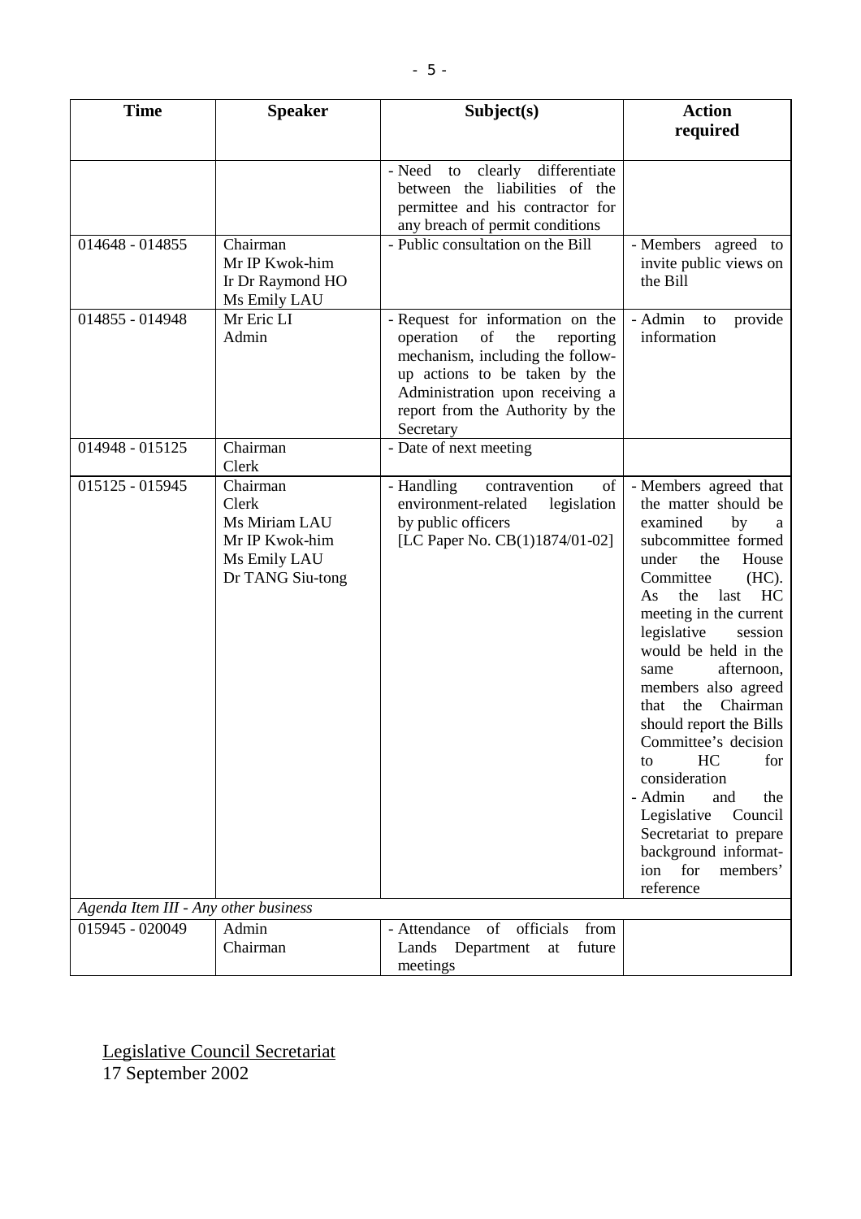| Time | Speaker | Subject(s) | Action required |
|---|---|---|---|
| | | - Need to clearly differentiate between the liabilities of the permittee and his contractor for any breach of permit conditions | |
| 014648 - 014855 | Chairman<br>Mr IP Kwok-him<br>Ir Dr Raymond HO<br>Ms Emily LAU | - Public consultation on the Bill | - Members agreed to invite public views on the Bill |
| 014855 - 014948 | Mr Eric LI<br>Admin | - Request for information on the operation of the reporting mechanism, including the follow-up actions to be taken by the Administration upon receiving a report from the Authority by the Secretary | - Admin to provide information |
| 014948 - 015125 | Chairman<br>Clerk | - Date of next meeting | |
| 015125 - 015945 | Chairman<br>Clerk<br>Ms Miriam LAU<br>Mr IP Kwok-him<br>Ms Emily LAU<br>Dr TANG Siu-tong | - Handling contravention of environment-related legislation by public officers<br>[LC Paper No. CB(1)1874/01-02] | - Members agreed that the matter should be examined by a subcommittee formed under the House Committee (HC). As the last HC meeting in the current legislative session would be held in the same afternoon, members also agreed that the Chairman should report the Bills Committee's decision to HC for consideration<br>- Admin and the Legislative Council Secretariat to prepare background information for members' reference |
| *Agenda Item III - Any other business* | | | |
| 015945 - 020049 | Admin<br>Chairman | - Attendance of officials from Lands Department at future meetings | |

Legislative Council Secretariat
17 September 2002